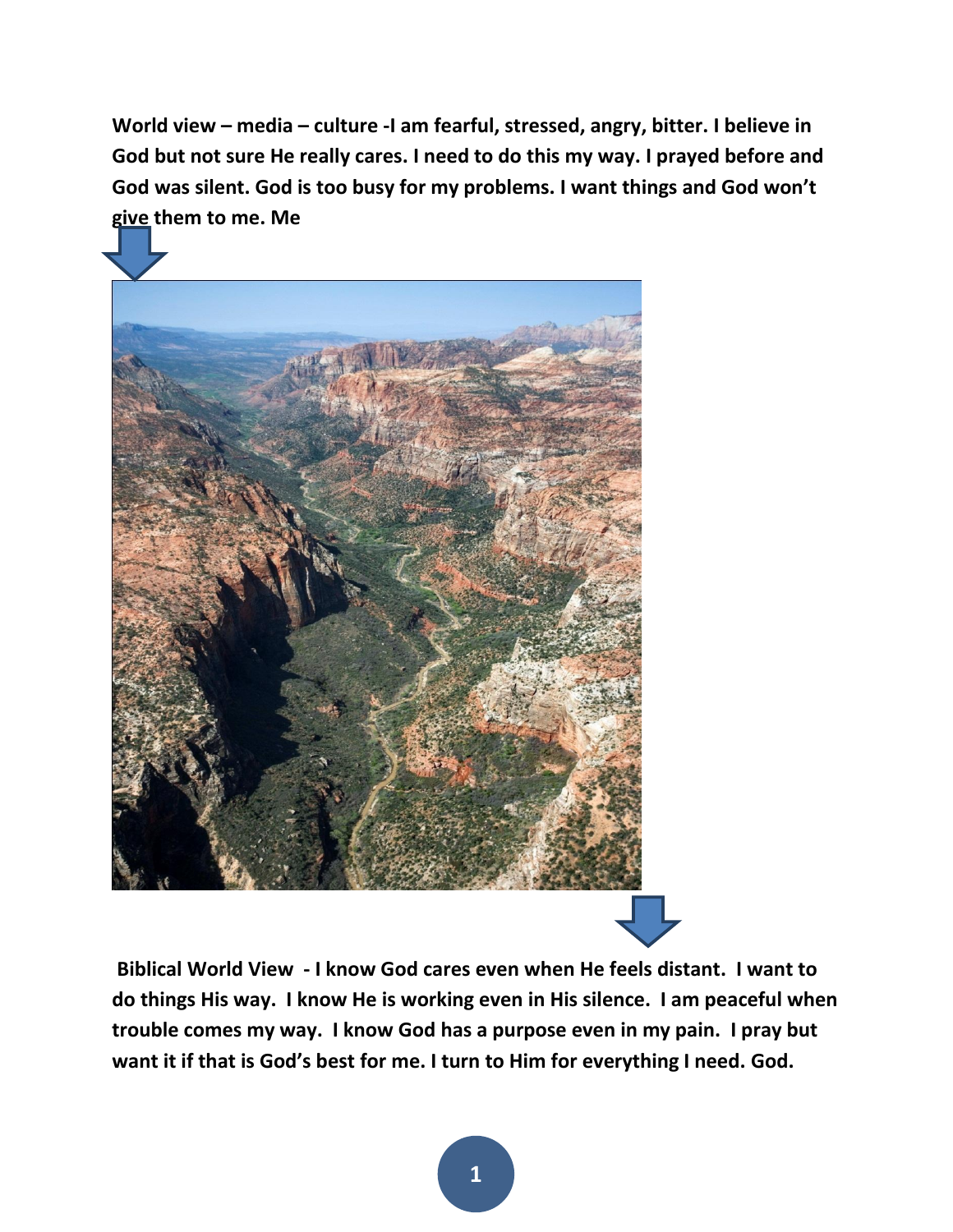**World view – media – culture -I am fearful, stressed, angry, bitter. I believe in God but not sure He really cares. I need to do this my way. I prayed before and God was silent. God is too busy for my problems. I want things and God won't give them to me. Me**

**Biblical World View - I know God cares even when He feels distant. I want to do things His way. I know He is working even in His silence. I am peaceful when trouble comes my way. I know God has a purpose even in my pain. I pray but want it if that is God's best for me. I turn to Him for everything I need. God.**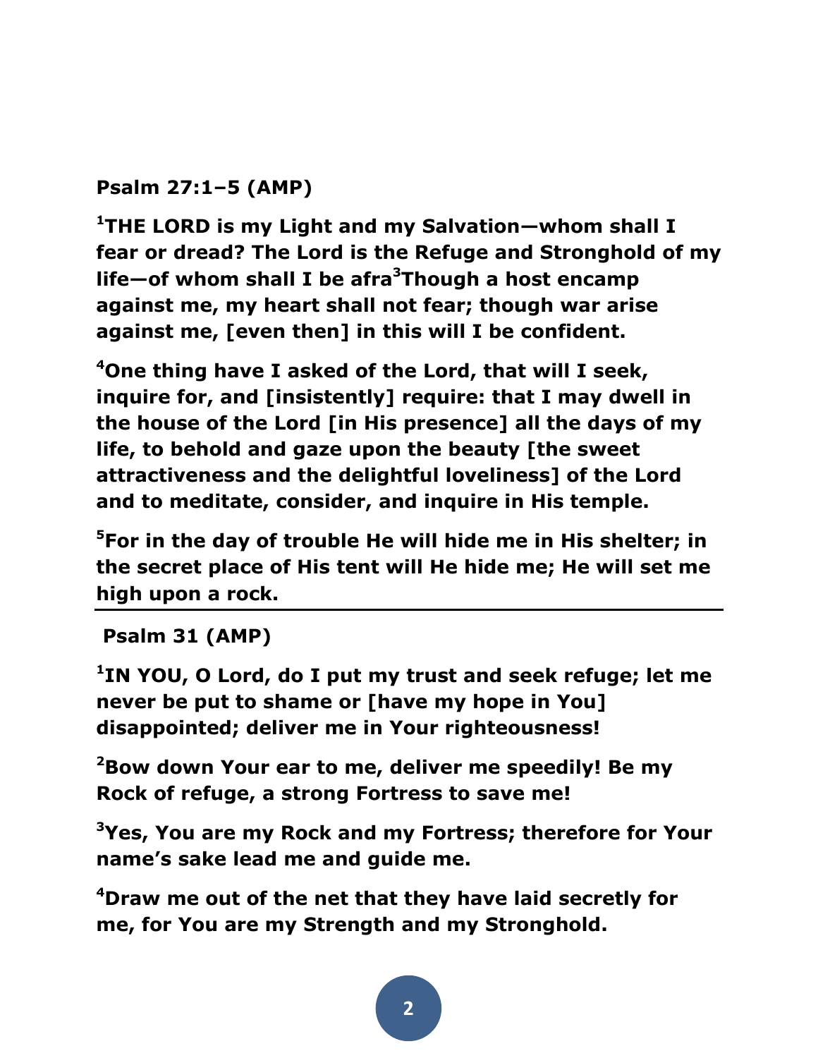**Psalm 27:1–5 (AMP)**

**[1]THE LORD is my Light and my Salvation—whom shall I fear or dread? The Lord is the Refuge and Stronghold of my life—of whom shall I be afra[3]Though a host encamp against me, my heart shall not fear; though war arise against me, [even then] in this will I be confident.**

**[4]One thing have I asked of the Lord, that will I seek, inquire for, and [insistently] require: that I may dwell in the house of the Lord [in His presence] all the days of my life, to behold and gaze upon the beauty [the sweet attractiveness and the delightful loveliness] of the Lord and to meditate, consider, and inquire in His temple.**

**[5]For in the day of trouble He will hide me in His shelter; in the secret place of His tent will He hide me; He will set me high upon a rock.**

---

**Psalm 31 (AMP)**

**[1]IN YOU, O Lord, do I put my trust and seek refuge; let me never be put to shame or [have my hope in You] disappointed; deliver me in Your righteousness!**

**[2]Bow down Your ear to me, deliver me speedily! Be my Rock of refuge, a strong Fortress to save me!**

**[3]Yes, You are my Rock and my Fortress; therefore for Your name's sake lead me and guide me.**

**[4]Draw me out of the net that they have laid secretly for me, for You are my Strength and my Stronghold.**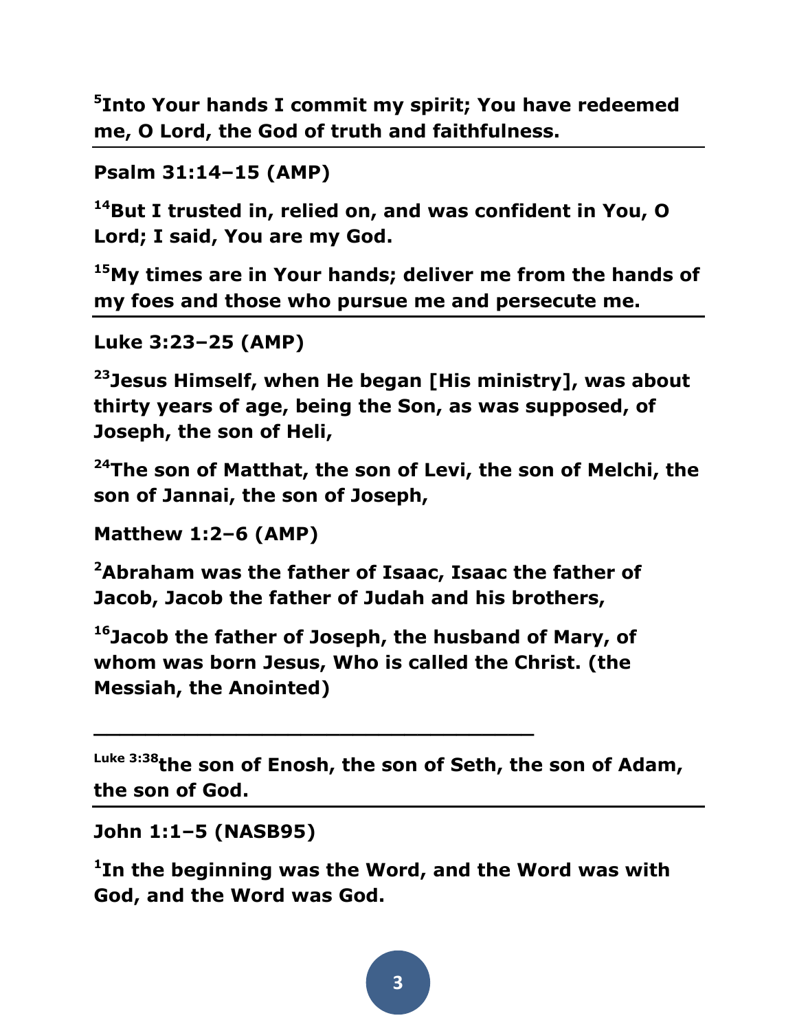**[5]Into Your hands I commit my spirit; You have redeemed me, O Lord, the God of truth and faithfulness.**

---

**Psalm 31:14–15 (AMP)**

**[14]But I trusted in, relied on, and was confident in You, O Lord; I said, You are my God.**

**[15]My times are in Your hands; deliver me from the hands of my foes and those who pursue me and persecute me.**

---

**Luke 3:23–25 (AMP)**

**[23]Jesus Himself, when He began [His ministry], was about thirty years of age, being the Son, as was supposed, of Joseph, the son of Heli,**

**[24]The son of Matthat, the son of Levi, the son of Melchi, the son of Jannai, the son of Joseph,**

**Matthew 1:2–6 (AMP)**

**[2]Abraham was the father of Isaac, Isaac the father of Jacob, Jacob the father of Judah and his brothers,**

**[16]Jacob the father of Joseph, the husband of Mary, of whom was born Jesus, Who is called the Christ. (the Messiah, the Anointed)**

---

**[Luke 3:38]the son of Enosh, the son of Seth, the son of Adam, the son of God.**

---

**John 1:1–5 (NASB95)**

**[1]In the beginning was the Word, and the Word was with God, and the Word was God.**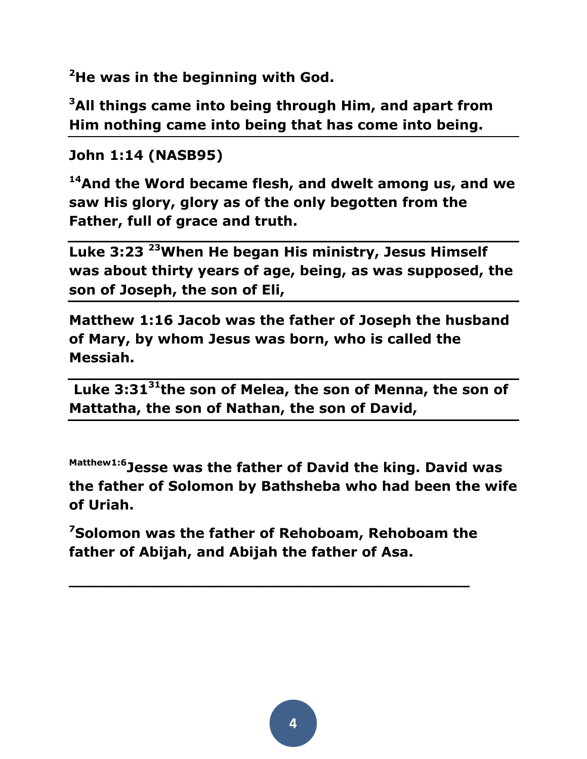**[2]He was in the beginning with God.**

**[3]All things came into being through Him, and apart from Him nothing came into being that has come into being.**

---

**John 1:14 (NASB95)**

**[14]And the Word became flesh, and dwelt among us, and we saw His glory, glory as of the only begotten from the Father, full of grace and truth.**

---

**Luke 3:23 [23]When He began His ministry, Jesus Himself was about thirty years of age, being, as was supposed, the son of Joseph, the son of Eli,**

---

**Matthew 1:16 Jacob was the father of Joseph the husband of Mary, by whom Jesus was born, who is called the Messiah.**

---

**Luke 3:31[31]the son of Melea, the son of Menna, the son of Mattatha, the son of Nathan, the son of David,**

---

**[Matthew1:6]Jesse was the father of David the king. David was the father of Solomon by Bathsheba who had been the wife of Uriah.**

**[7]Solomon was the father of Rehoboam, Rehoboam the father of Abijah, and Abijah the father of Asa.**

---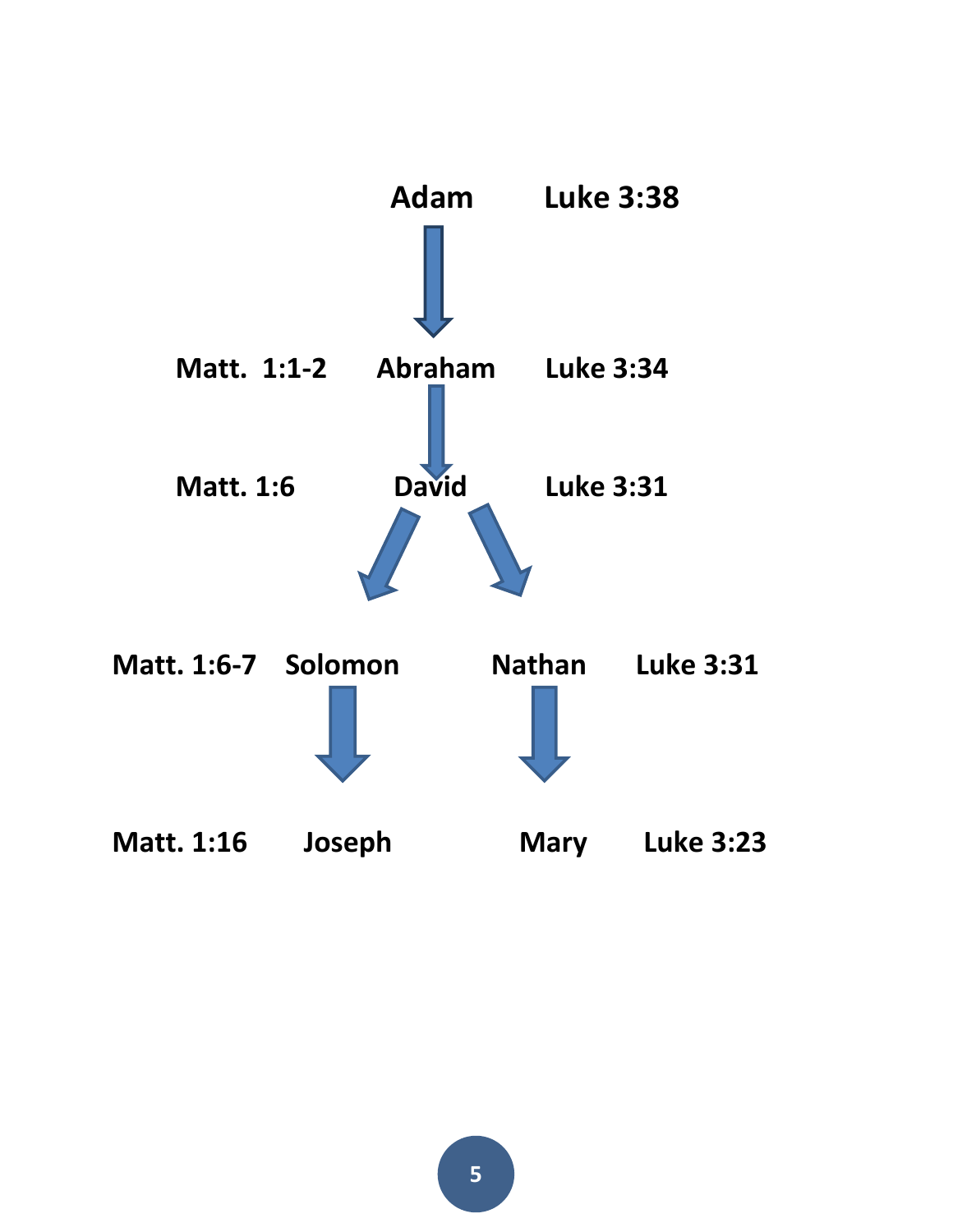Adam Luke 3:38

Matt. 1:1-2 Abraham Luke 3:34

Matt. 1:6 David Luke 3:31

Matt. 1:6-7 Solomon Nathan Luke 3:31

Matt. 1:16 Joseph Mary Luke 3:23